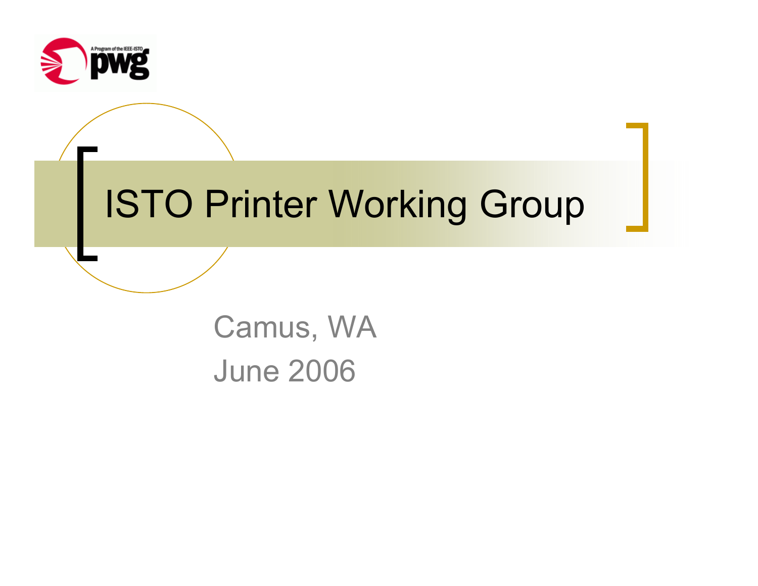# ISTO Printer Working Group

Camus, WA

June 2006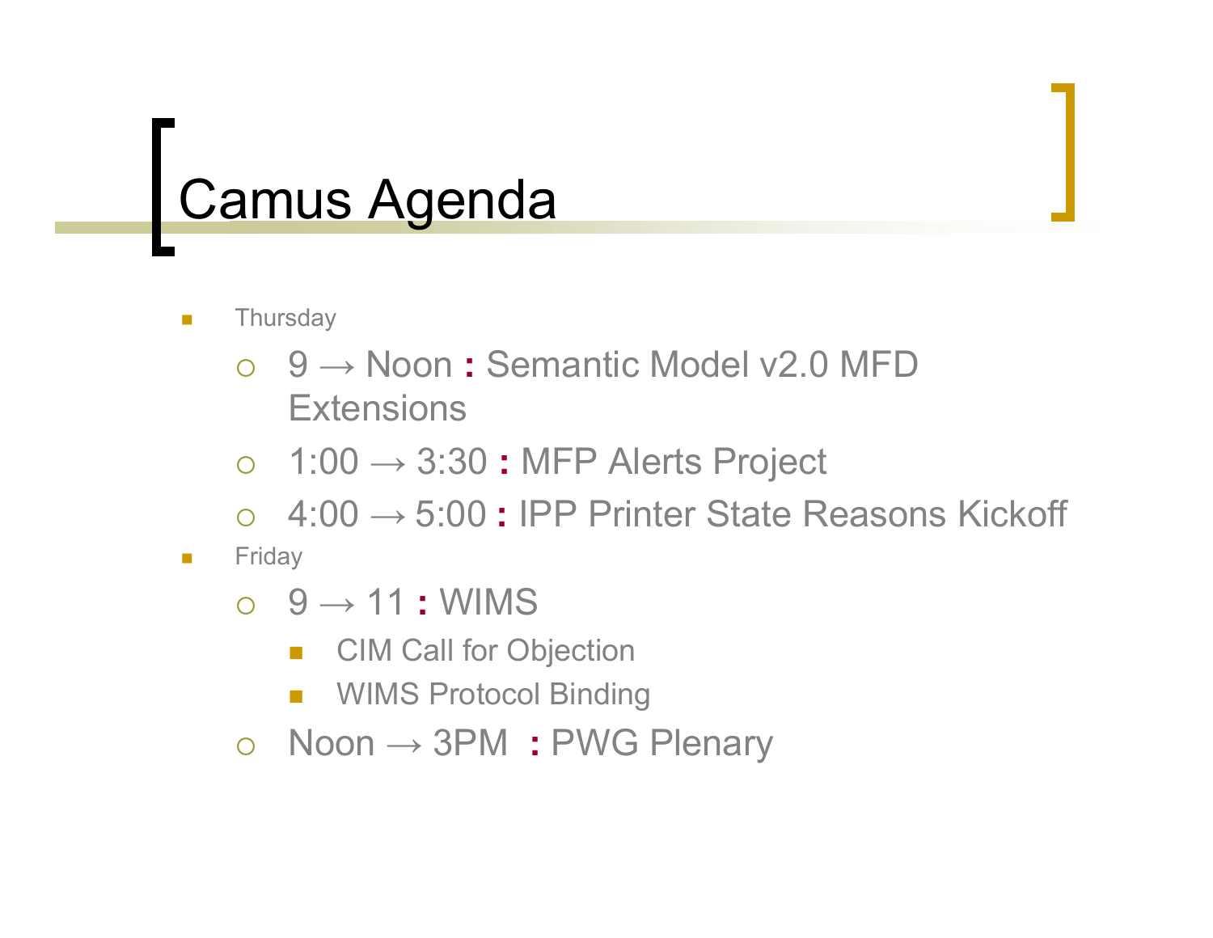# Camus Agenda

- Thursday
  - 9 → Noon **:** Semantic Model v2.0 MFD Extensions
  - 1:00 → 3:30 **:** MFP Alerts Project
  - 4:00 → 5:00 **:** IPP Printer State Reasons Kickoff
- Friday
  - 9 → 11 **:** WIMS
    - CIM Call for Objection
    - WIMS Protocol Binding
  - Noon → 3PM **:** PWG Plenary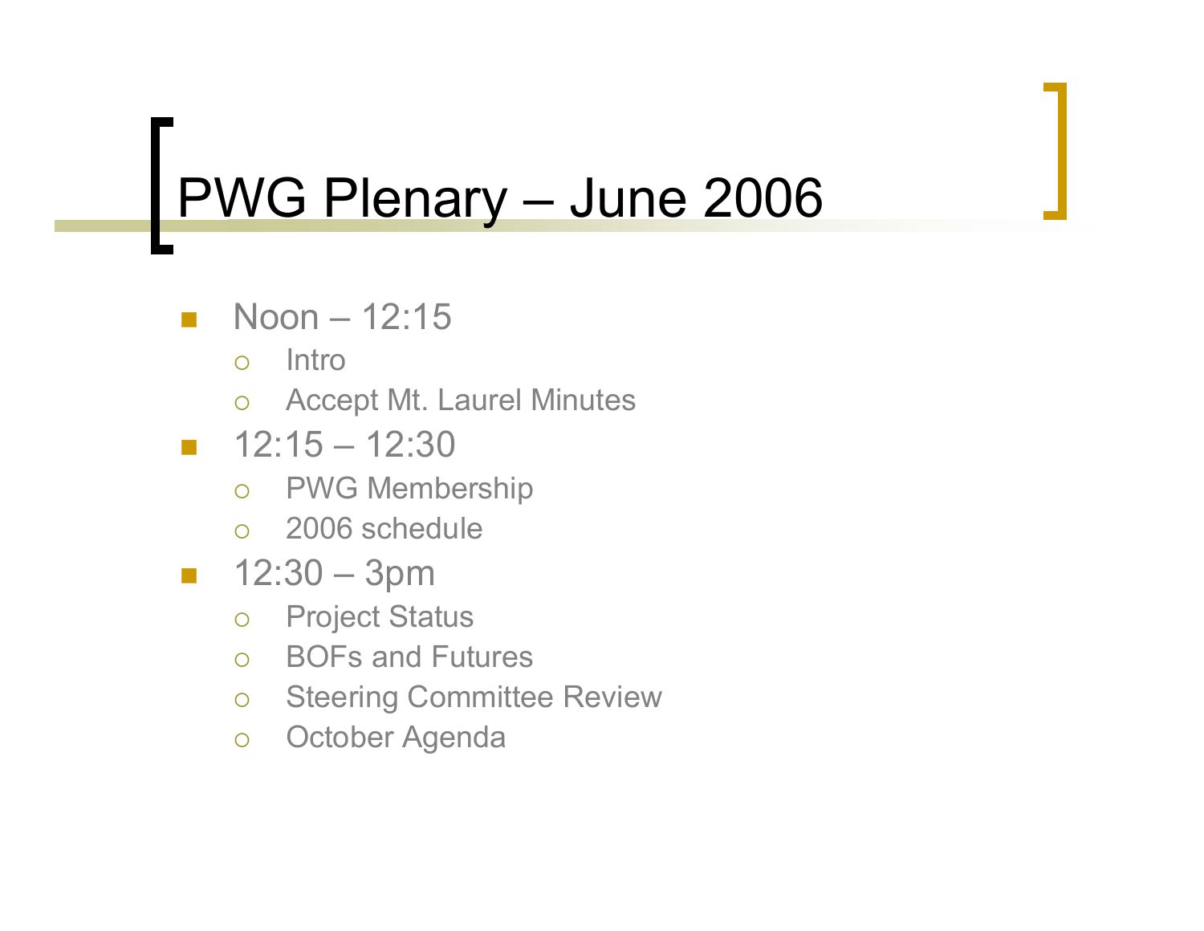# PWG Plenary – June 2006

- Noon – 12:15
  - Intro
  - Accept Mt. Laurel Minutes
- 12:15 – 12:30
  - PWG Membership
  - 2006 schedule
- 12:30 – 3pm
  - Project Status
  - BOFs and Futures
  - Steering Committee Review
  - October Agenda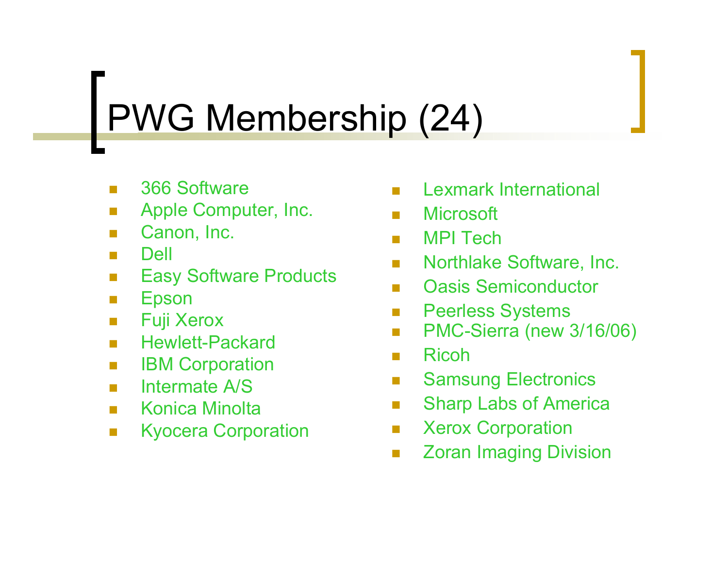# PWG Membership (24)

- 366 Software
- Apple Computer, Inc.
- Canon, Inc.
- Dell
- Easy Software Products
- Epson
- Fuji Xerox
- Hewlett-Packard
- IBM Corporation
- Intermate A/S
- Konica Minolta
- Kyocera Corporation
- Lexmark International
- Microsoft
- MPI Tech
- Northlake Software, Inc.
- Oasis Semiconductor
- Peerless Systems
- PMC-Sierra (new 3/16/06)
- Ricoh
- Samsung Electronics
- Sharp Labs of America
- Xerox Corporation
- Zoran Imaging Division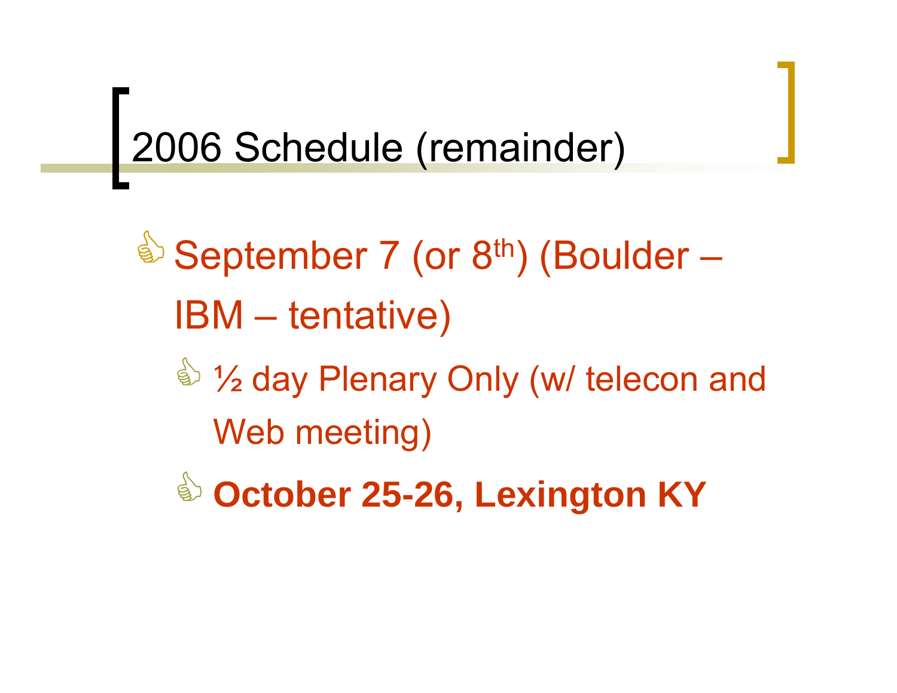# 2006 Schedule (remainder)

- September 7 (or 8th) (Boulder – IBM – tentative)
  - ½ day Plenary Only (w/ telecon and Web meeting)
  - **October 25-26, Lexington KY**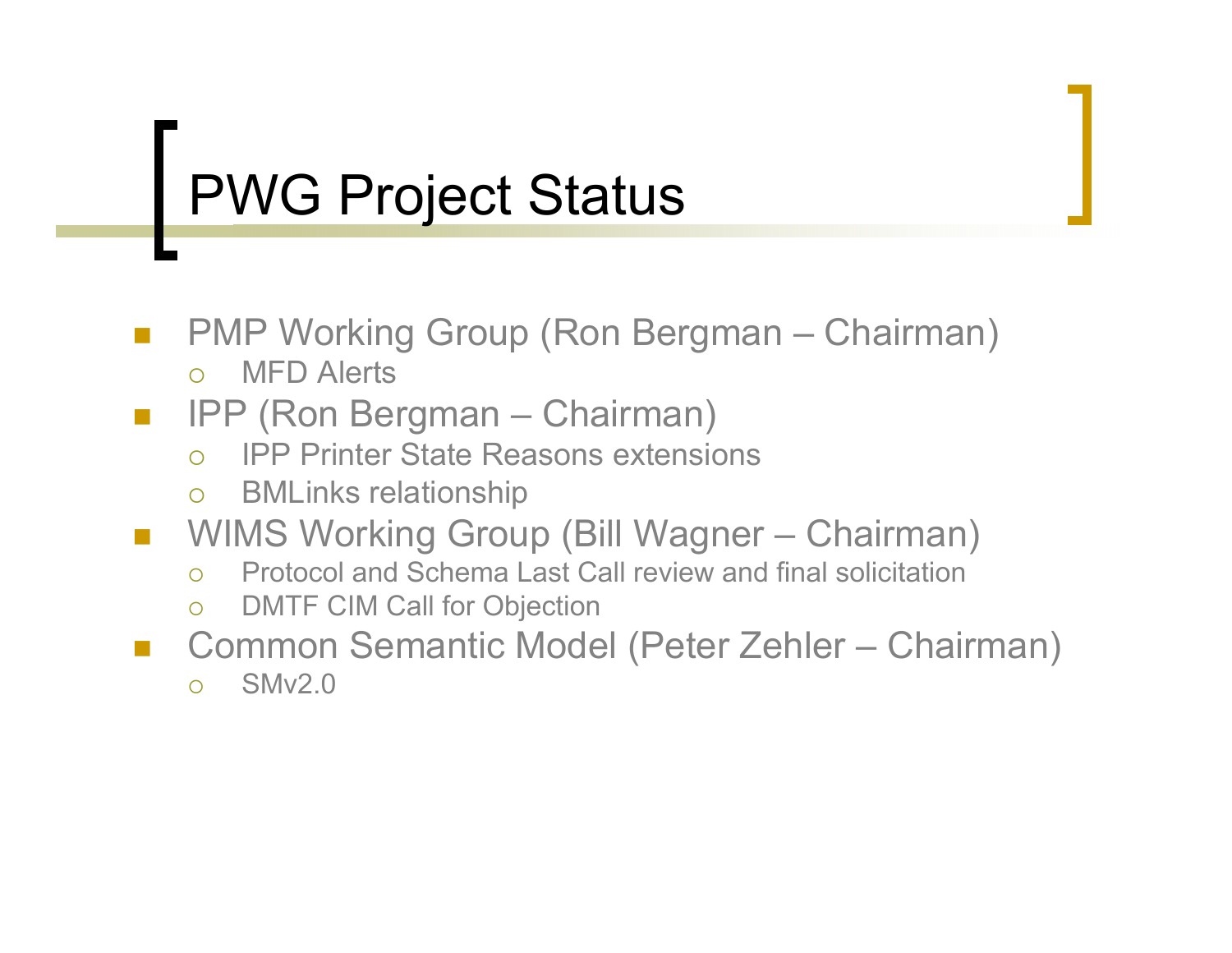# PWG Project Status

- PMP Working Group (Ron Bergman – Chairman)
  - MFD Alerts
- IPP (Ron Bergman – Chairman)
  - IPP Printer State Reasons extensions
  - BMLinks relationship
- WIMS Working Group (Bill Wagner – Chairman)
  - Protocol and Schema Last Call review and final solicitation
  - DMTF CIM Call for Objection
- Common Semantic Model (Peter Zehler – Chairman)
  - SMv2.0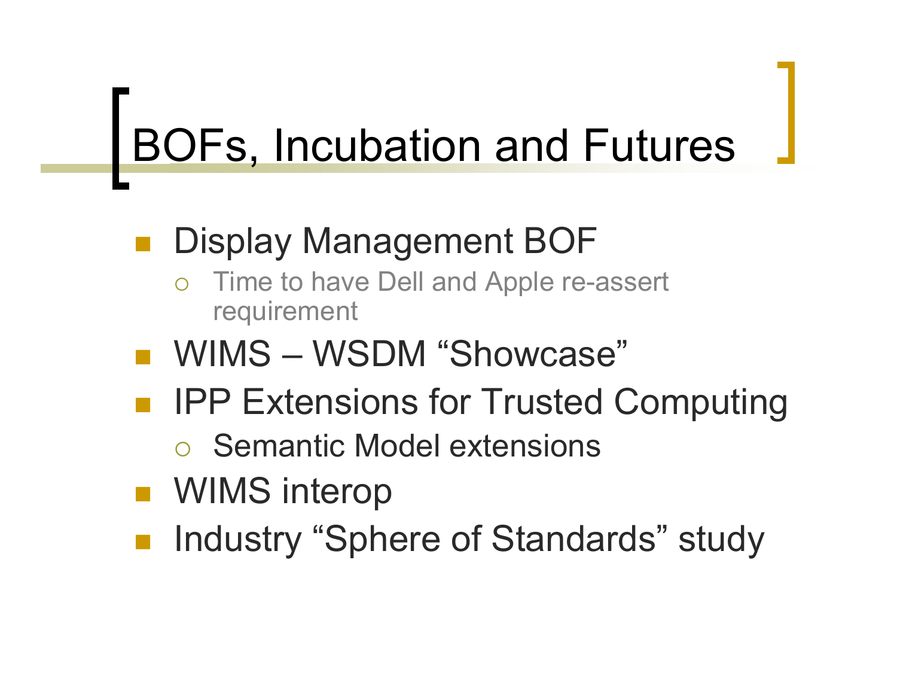# BOFs, Incubation and Futures

- Display Management BOF
  - Time to have Dell and Apple re-assert requirement
- WIMS – WSDM "Showcase"
- IPP Extensions for Trusted Computing
  - Semantic Model extensions
- WIMS interop
- Industry "Sphere of Standards" study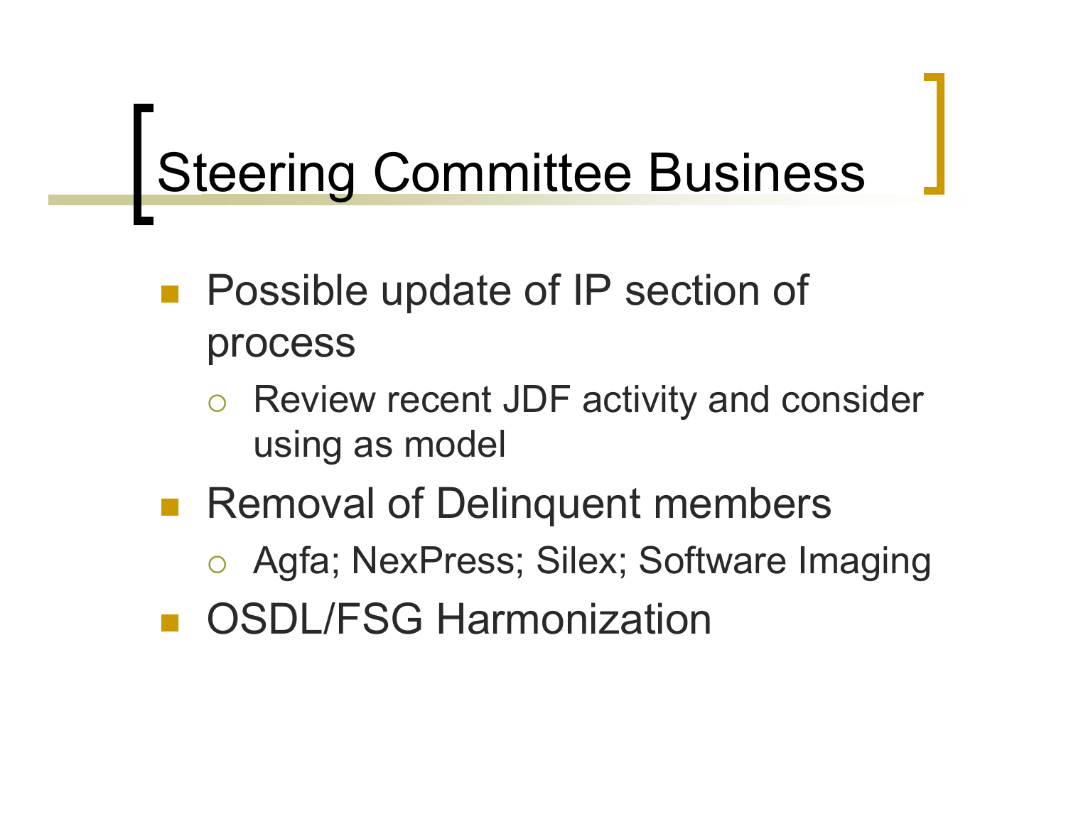# Steering Committee Business

- Possible update of IP section of process
  - Review recent JDF activity and consider using as model
- Removal of Delinquent members
  - Agfa; NexPress; Silex; Software Imaging
- OSDL/FSG Harmonization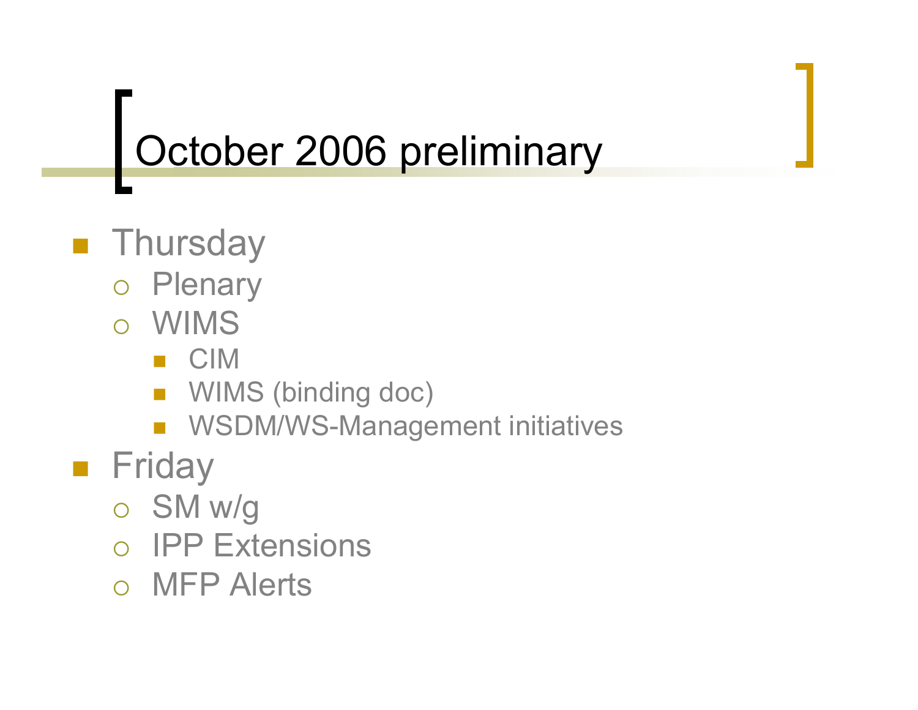# October 2006 preliminary

- Thursday
  - Plenary
  - WIMS
    - CIM
    - WIMS (binding doc)
    - WSDM/WS-Management initiatives
- Friday
  - SM w/g
  - IPP Extensions
  - MFP Alerts